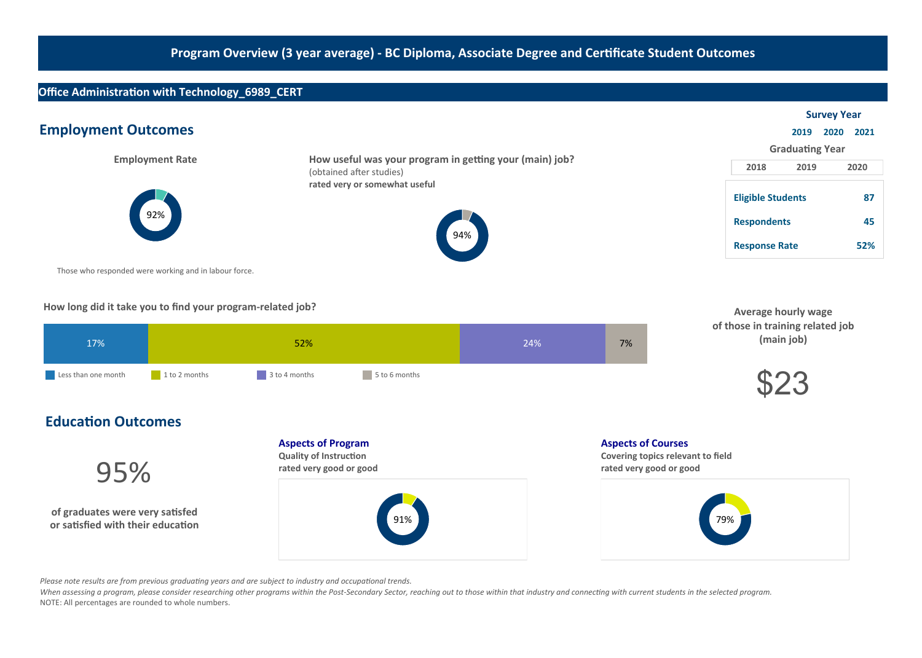# Program Overview (3 year average) - BC Diploma, Associate Degree and Certificate Student Outcomes

## Office Administration with Technology_6989_CERT

| Survey Year | 2019 | 2020 | 2021 |
|---|---|---|---|
| Graduating Year | 2018 | 2019 | 2020 |

| | |
|---|---|
| **Eligible Students** | **87** |
| **Respondents** | **45** |
| **Response Rate** | **52%** |

## Employment Outcomes

**Employment Rate**

92%

Those who responded were working and in labour force.

**How useful was your program in getting your (main) job?**
(obtained after studies)
**rated very or somewhat useful**

94%

**How long did it take you to find your program-related job?**

| Less than one month | 1 to 2 months | 3 to 4 months | 5 to 6 months |
|---|---|---|---|
| 17% | 52% | 24% | 7% |

**Average hourly wage of those in training related job (main job)**

$23

## Education Outcomes

95%

**of graduates were very satisfed or satisfied with their education**

**Aspects of Program**
**Quality of Instruction**
**rated very good or good**

91%

**Aspects of Courses**
**Covering topics relevant to field**
**rated very good or good**

79%

*Please note results are from previous graduating years and are subject to industry and occupational trends.*

*When assessing a program, please consider researching other programs within the Post-Secondary Sector, reaching out to those within that industry and connecting with current students in the selected program.*

NOTE: All percentages are rounded to whole numbers.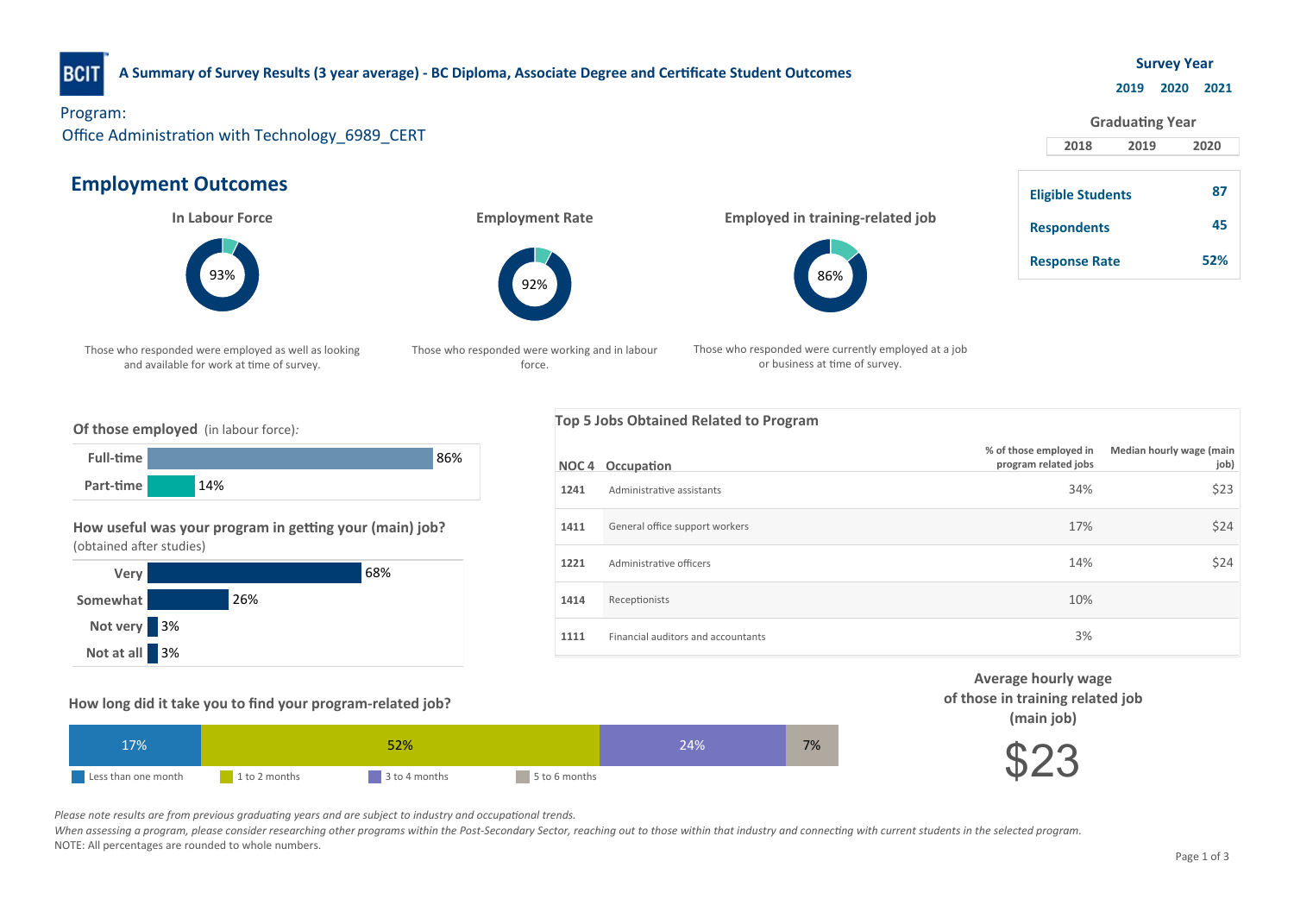# A Summary of Survey Results (3 year average) - BC Diploma, Associate Degree and Certificate Student Outcomes

Program:
Office Administration with Technology_6989_CERT

**Survey Year**

| 2019 | 2020 | 2021 |
|---|---|---|

**Graduating Year**

| 2018 | 2019 | 2020 |
|---|---|---|

| | |
|---|---|
| **Eligible Students** | **87** |
| **Respondents** | **45** |
| **Response Rate** | **52%** |

## Employment Outcomes

**In Labour Force**

93%

Those who responded were employed as well as looking and available for work at time of survey.

**Employment Rate**

92%

Those who responded were working and in labour force.

**Employed in training-related job**

86%

Those who responded were currently employed at a job or business at time of survey.

**Of those employed** (in labour force):

| | |
|---|---|
| **Full-time** | 86% |
| **Part-time** | 14% |

**How useful was your program in getting your (main) job?**
(obtained after studies)

| | |
|---|---|
| **Very** | 68% |
| **Somewhat** | 26% |
| **Not very** | 3% |
| **Not at all** | 3% |

**Top 5 Jobs Obtained Related to Program**

| NOC 4 | Occupation | % of those employed in program related jobs | Median hourly wage (main job) |
|---|---|---|---|
| 1241 | Administrative assistants | 34% | $23 |
| 1411 | General office support workers | 17% | $24 |
| 1221 | Administrative officers | 14% | $24 |
| 1414 | Receptionists | 10% | |
| 1111 | Financial auditors and accountants | 3% | |

**How long did it take you to find your program-related job?**

| Less than one month | 1 to 2 months | 3 to 4 months | 5 to 6 months |
|---|---|---|---|
| 17% | 52% | 24% | 7% |

**Average hourly wage of those in training related job (main job)**

$23

*Please note results are from previous graduating years and are subject to industry and occupational trends.*
*When assessing a program, please consider researching other programs within the Post-Secondary Sector, reaching out to those within that industry and connecting with current students in the selected program.*
NOTE: All percentages are rounded to whole numbers.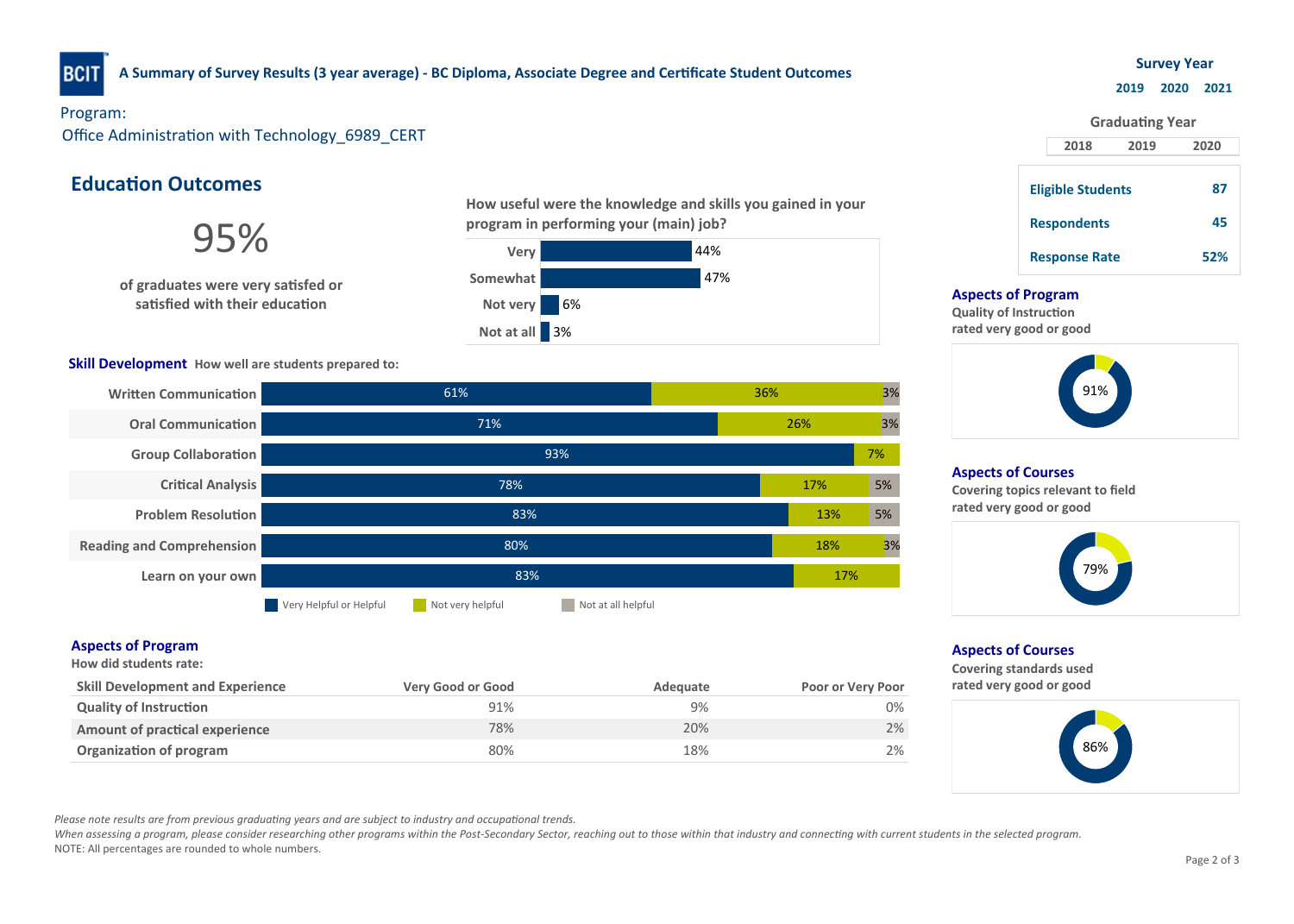**A Summary of Survey Results (3 year average) - BC Diploma, Associate Degree and Certificate Student Outcomes**

Program:
Office Administration with Technology_6989_CERT

**Survey Year:** 2019 2020 2021

**Graduating Year:** 2018 2019 2020

| | |
|---|---|
| Eligible Students | 87 |
| Respondents | 45 |
| Response Rate | 52% |

## Education Outcomes

**95%** of graduates were very satisfied or satisfied with their education

**How useful were the knowledge and skills you gained in your program in performing your (main) job?**

| Response | % |
|---|---|
| Very | 44% |
| Somewhat | 47% |
| Not very | 6% |
| Not at all | 3% |

**Skill Development** How well are students prepared to:

| Skill | Very Helpful or Helpful | Not very helpful | Not at all helpful |
|---|---|---|---|
| Written Communication | 61% | 36% | 3% |
| Oral Communication | 71% | 26% | 3% |
| Group Collaboration | 93% | 7% | |
| Critical Analysis | 78% | 17% | 5% |
| Problem Resolution | 83% | 13% | 5% |
| Reading and Comprehension | 80% | 18% | 3% |
| Learn on your own | 83% | 17% | |

### Aspects of Program

How did students rate:

| Skill Development and Experience | Very Good or Good | Adequate | Poor or Very Poor |
|---|---|---|---|
| Quality of Instruction | 91% | 9% | 0% |
| Amount of practical experience | 78% | 20% | 2% |
| Organization of program | 80% | 18% | 2% |

### Aspects of Program

Quality of Instruction rated very good or good: 91%

### Aspects of Courses

Covering topics relevant to field rated very good or good: 79%

### Aspects of Courses

Covering standards used rated very good or good: 86%

*Please note results are from previous graduating years and are subject to industry and occupational trends.*

*When assessing a program, please consider researching other programs within the Post-Secondary Sector, reaching out to those within that industry and connecting with current students in the selected program.*

NOTE: All percentages are rounded to whole numbers.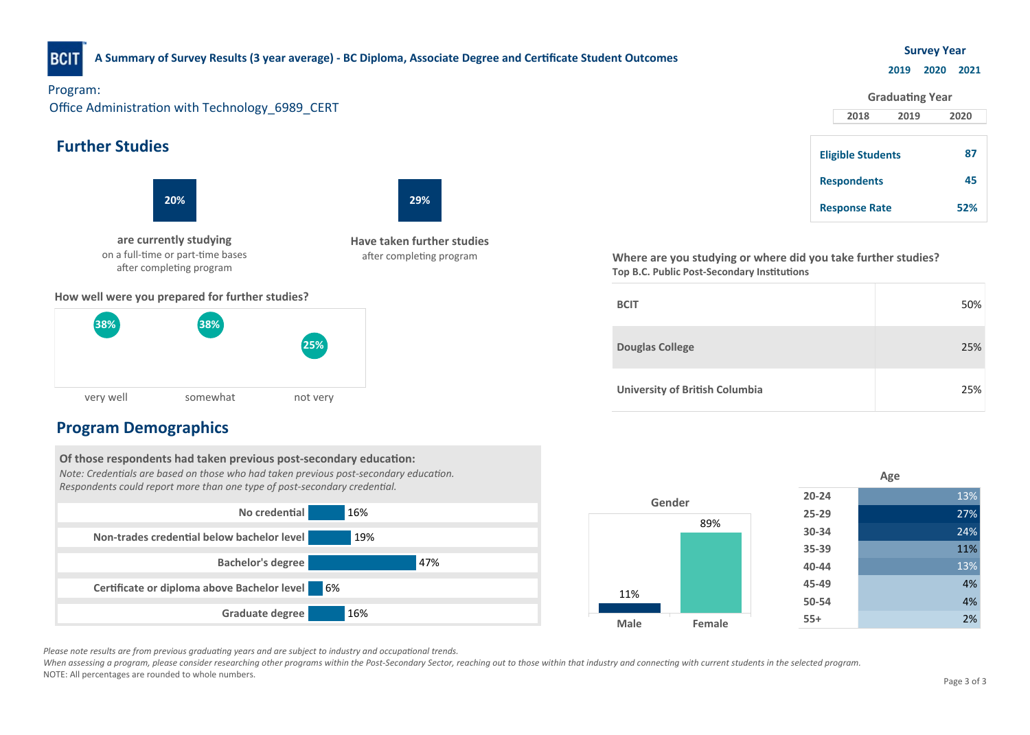**A Summary of Survey Results (3 year average) - BC Diploma, Associate Degree and Certificate Student Outcomes**

Program:
Office Administration with Technology_6989_CERT

| Survey Year | 2019 | 2020 | 2021 |
|---|---|---|---|
| Graduating Year | 2018 | 2019 | 2020 |

| | |
|---|---|
| Eligible Students | 87 |
| Respondents | 45 |
| Response Rate | 52% |

## Further Studies

**20%**
**are currently studying**
on a full-time or part-time bases after completing program

**29%**
**Have taken further studies**
after completing program

**How well were you prepared for further studies?**

| very well | somewhat | not very |
|---|---|---|
| 38% | 38% | 25% |

**Where are you studying or where did you take further studies?**
**Top B.C. Public Post-Secondary Institutions**

| Institution | % |
|---|---|
| BCIT | 50% |
| Douglas College | 25% |
| University of British Columbia | 25% |

## Program Demographics

**Of those respondents had taken previous post-secondary education:**
*Note: Credentials are based on those who had taken previous post-secondary education. Respondents could report more than one type of post-secondary credential.*

| Credential | % |
|---|---|
| No credential | 16% |
| Non-trades credential below bachelor level | 19% |
| Bachelor's degree | 47% |
| Certificate or diploma above Bachelor level | 6% |
| Graduate degree | 16% |

**Gender**

| Male | Female |
|---|---|
| 11% | 89% |

**Age**

| Age | % |
|---|---|
| 20-24 | 13% |
| 25-29 | 27% |
| 30-34 | 24% |
| 35-39 | 11% |
| 40-44 | 13% |
| 45-49 | 4% |
| 50-54 | 4% |
| 55+ | 2% |

*Please note results are from previous graduating years and are subject to industry and occupational trends.*
*When assessing a program, please consider researching other programs within the Post-Secondary Sector, reaching out to those within that industry and connecting with current students in the selected program.*
NOTE: All percentages are rounded to whole numbers.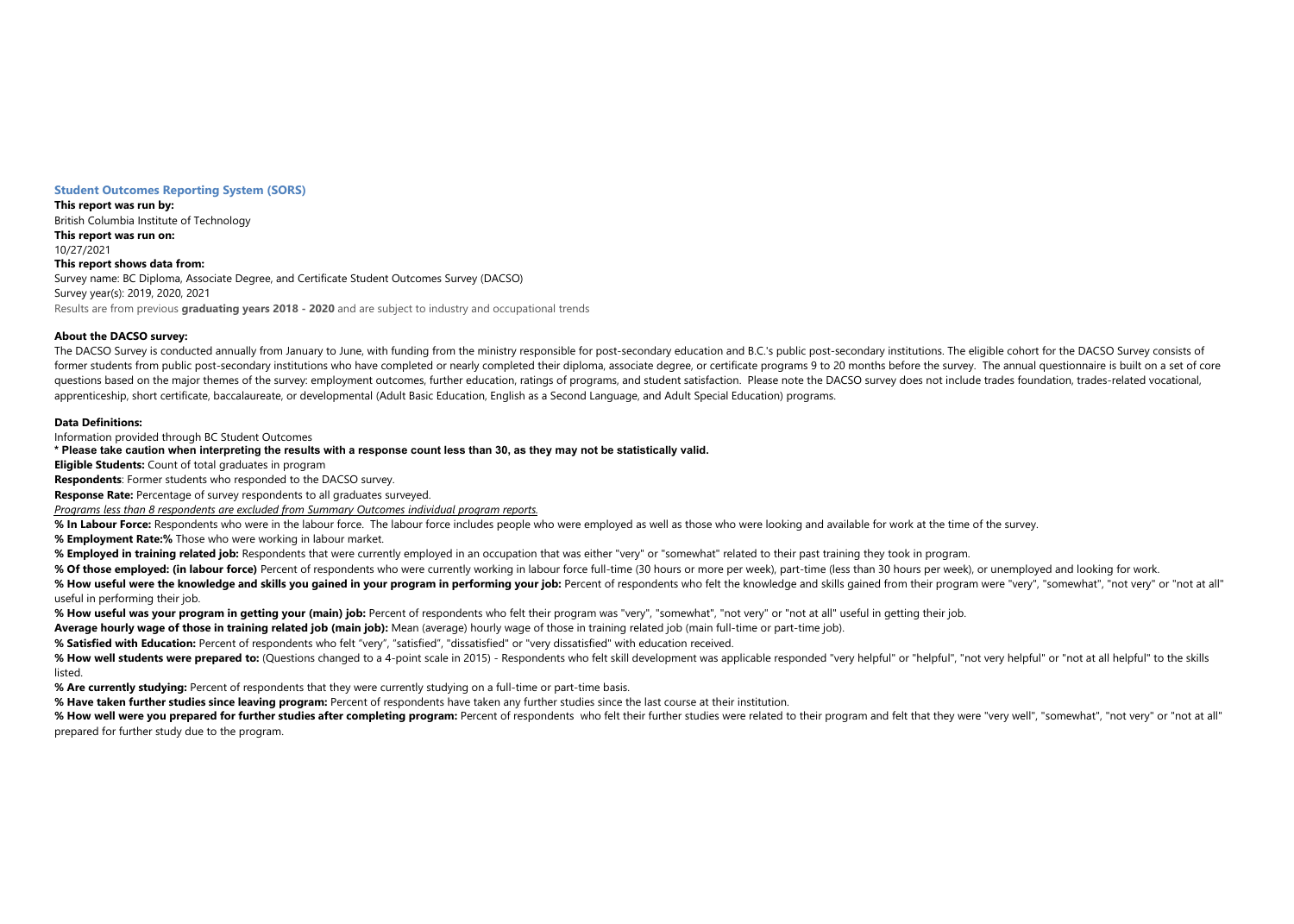### Student Outcomes Reporting System (SORS)

**This report was run by:**
British Columbia Institute of Technology
**This report was run on:**
10/27/2021
**This report shows data from:**
Survey name: BC Diploma, Associate Degree, and Certificate Student Outcomes Survey (DACSO)
Survey year(s): 2019, 2020, 2021
Results are from previous **graduating years 2018 - 2020** and are subject to industry and occupational trends

**About the DACSO survey:**

The DACSO Survey is conducted annually from January to June, with funding from the ministry responsible for post-secondary education and B.C.'s public post-secondary institutions. The eligible cohort for the DACSO Survey consists of former students from public post-secondary institutions who have completed or nearly completed their diploma, associate degree, or certificate programs 9 to 20 months before the survey. The annual questionnaire is built on a set of core questions based on the major themes of the survey: employment outcomes, further education, ratings of programs, and student satisfaction. Please note the DACSO survey does not include trades foundation, trades-related vocational, apprenticeship, short certificate, baccalaureate, or developmental (Adult Basic Education, English as a Second Language, and Adult Special Education) programs.

**Data Definitions:**

Information provided through BC Student Outcomes

**\* Please take caution when interpreting the results with a response count less than 30, as they may not be statistically valid.**

**Eligible Students:** Count of total graduates in program

**Respondents**: Former students who responded to the DACSO survey.

**Response Rate:** Percentage of survey respondents to all graduates surveyed.

*Programs less than 8 respondents are excluded from Summary Outcomes individual program reports.*

**% In Labour Force:** Respondents who were in the labour force. The labour force includes people who were employed as well as those who were looking and available for work at the time of the survey.

**% Employment Rate:%** Those who were working in labour market.

**% Employed in training related job:** Respondents that were currently employed in an occupation that was either "very" or "somewhat" related to their past training they took in program.

**% Of those employed: (in labour force)** Percent of respondents who were currently working in labour force full-time (30 hours or more per week), part-time (less than 30 hours per week), or unemployed and looking for work.

**% How useful were the knowledge and skills you gained in your program in performing your job:** Percent of respondents who felt the knowledge and skills gained from their program were "very", "somewhat", "not very" or "not at all" useful in performing their job.

**% How useful was your program in getting your (main) job:** Percent of respondents who felt their program was "very", "somewhat", "not very" or "not at all" useful in getting their job.

**Average hourly wage of those in training related job (main job):** Mean (average) hourly wage of those in training related job (main full-time or part-time job).

**% Satisfied with Education:** Percent of respondents who felt "very", "satisfied", "dissatisfied" or "very dissatisfied" with education received.

**% How well students were prepared to:** (Questions changed to a 4-point scale in 2015) - Respondents who felt skill development was applicable responded "very helpful" or "helpful", "not very helpful" or "not at all helpful" to the skills listed.

**% Are currently studying:** Percent of respondents that they were currently studying on a full-time or part-time basis.

**% Have taken further studies since leaving program:** Percent of respondents have taken any further studies since the last course at their institution.

**% How well were you prepared for further studies after completing program:** Percent of respondents who felt their further studies were related to their program and felt that they were "very well", "somewhat", "not very" or "not at all" prepared for further study due to the program.